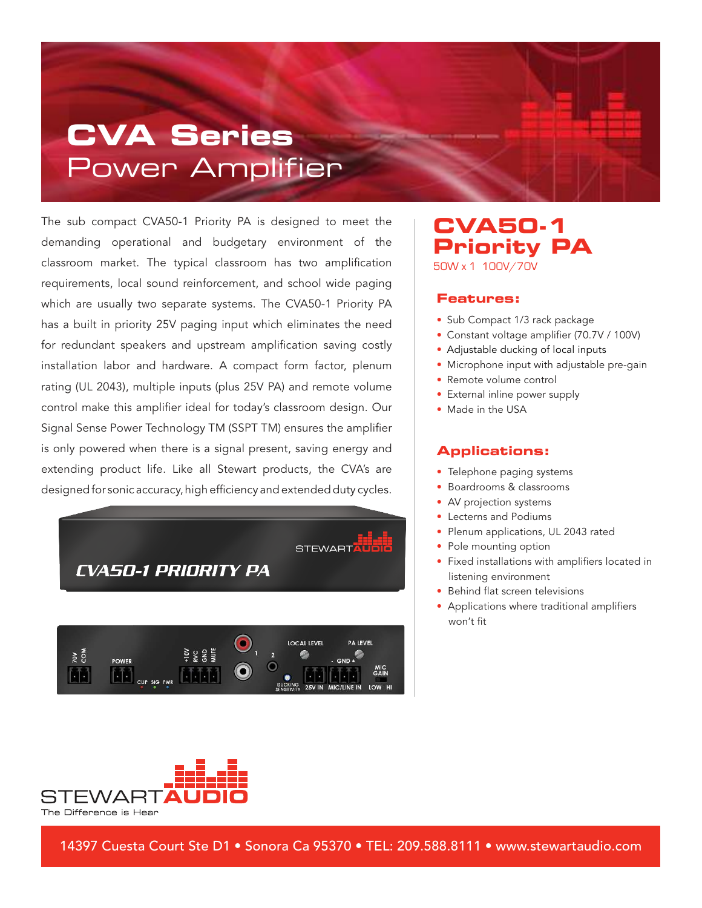# CVA Series
## Power Amplifier

The sub compact CVA50-1 Priority PA is designed to meet the demanding operational and budgetary environment of the classroom market. The typical classroom has two amplification requirements, local sound reinforcement, and school wide paging which are usually two separate systems. The CVA50-1 Priority PA has a built in priority 25V paging input which eliminates the need for redundant speakers and upstream amplification saving costly installation labor and hardware. A compact form factor, plenum rating (UL 2043), multiple inputs (plus 25V PA) and remote volume control make this amplifier ideal for today's classroom design. Our Signal Sense Power Technology TM (SSPT TM) ensures the amplifier is only powered when there is a signal present, saving energy and extending product life. Like all Stewart products, the CVA's are designed for sonic accuracy, high efficiency and extended duty cycles.

## CVA50-1 Priority PA

50W x 1 100V/70V

### Features:

- Sub Compact 1/3 rack package
- Constant voltage amplifier (70.7V / 100V)
- Adjustable ducking of local inputs
- Microphone input with adjustable pre-gain
- Remote volume control
- External inline power supply
- Made in the USA

### Applications:

- Telephone paging systems
- Boardrooms & classrooms
- AV projection systems
- Lecterns and Podiums
- Plenum applications, UL 2043 rated
- Pole mounting option
- Fixed installations with amplifiers located in listening environment
- Behind flat screen televisions
- Applications where traditional amplifiers won't fit

STEWART AUDIO
The Difference is Hear

14397 Cuesta Court Ste D1 • Sonora Ca 95370 • TEL: 209.588.8111 • www.stewartaudio.com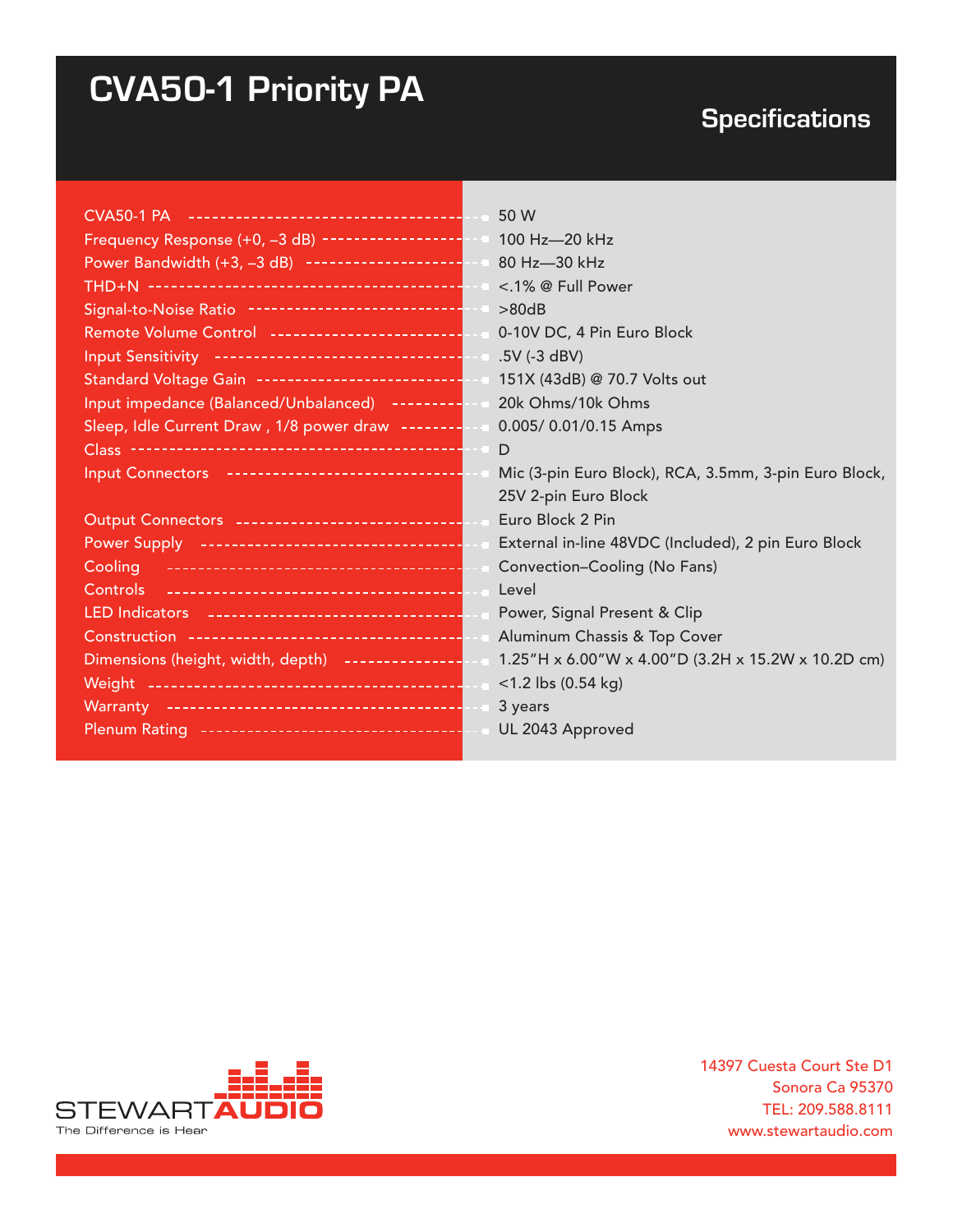# CVA50-1 Priority PA

## Specifications

| | |
|---|---|
| CVA50-1 PA | 50 W |
| Frequency Response (+0, –3 dB) | 100 Hz—20 kHz |
| Power Bandwidth (+3, –3 dB) | 80 Hz—30 kHz |
| THD+N | <.1% @ Full Power |
| Signal-to-Noise Ratio | >80dB |
| Remote Volume Control | 0-10V DC, 4 Pin Euro Block |
| Input Sensitivity | .5V (-3 dBV) |
| Standard Voltage Gain | 151X (43dB) @ 70.7 Volts out |
| Input impedance (Balanced/Unbalanced) | 20k Ohms/10k Ohms |
| Sleep, Idle Current Draw , 1/8 power draw | 0.005/ 0.01/0.15 Amps |
| Class | D |
| Input Connectors | Mic (3-pin Euro Block), RCA, 3.5mm, 3-pin Euro Block, 25V 2-pin Euro Block |
| Output Connectors | Euro Block 2 Pin |
| Power Supply | External in-line 48VDC (Included), 2 pin Euro Block |
| Cooling | Convection–Cooling (No Fans) |
| Controls | Level |
| LED Indicators | Power, Signal Present & Clip |
| Construction | Aluminum Chassis & Top Cover |
| Dimensions (height, width, depth) | 1.25"H x 6.00"W x 4.00"D (3.2H x 15.2W x 10.2D cm) |
| Weight | <1.2 lbs (0.54 kg) |
| Warranty | 3 years |
| Plenum Rating | UL 2043 Approved |

STEWART AUDIO
The Difference is Hear

14397 Cuesta Court Ste D1
Sonora Ca 95370
TEL: 209.588.8111
www.stewartaudio.com